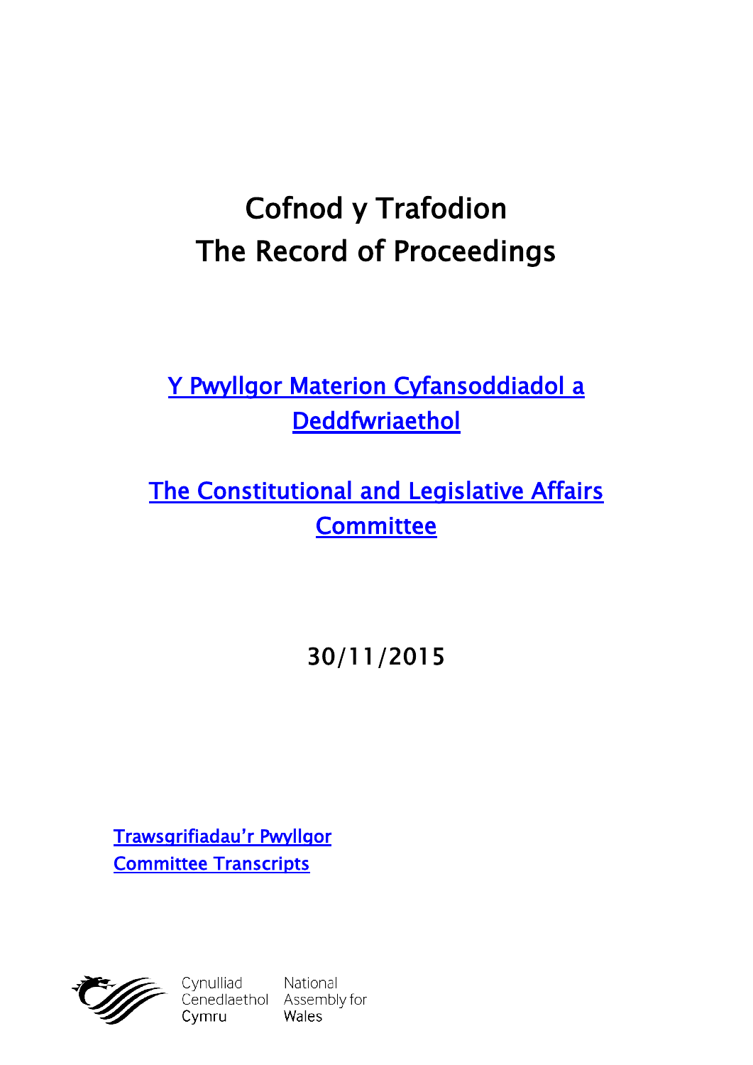# Cofnod y Trafodion
# The Record of Proceedings

## [Y Pwyllgor Materion Cyfansoddiadol a Deddfwriaethol]

## [The Constitutional and Legislative Affairs Committee]

30/11/2015

[Trawsgrifiadau'r Pwyllgor]
[Committee Transcripts]

Cynulliad Cenedlaethol Cymru
National Assembly for Wales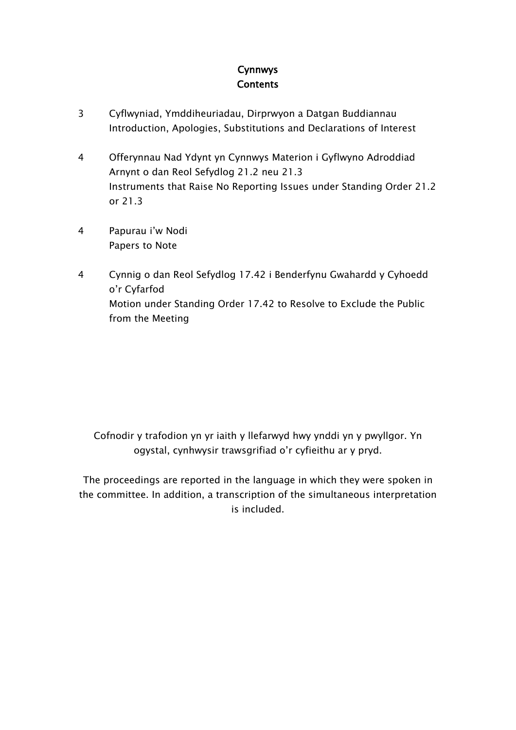# Cynnwys
# Contents

| | |
|---|---|
| 3 | Cyflwyniad, Ymddiheuriadau, Dirprwyon a Datgan Buddiannau<br>Introduction, Apologies, Substitutions and Declarations of Interest |
| 4 | Offerynnau Nad Ydynt yn Cynnwys Materion i Gyflwyno Adroddiad Arnynt o dan Reol Sefydlog 21.2 neu 21.3<br>Instruments that Raise No Reporting Issues under Standing Order 21.2 or 21.3 |
| 4 | Papurau i'w Nodi<br>Papers to Note |
| 4 | Cynnig o dan Reol Sefydlog 17.42 i Benderfynu Gwahardd y Cyhoedd o'r Cyfarfod<br>Motion under Standing Order 17.42 to Resolve to Exclude the Public from the Meeting |

Cofnodir y trafodion yn yr iaith y llefarwyd hwy ynddi yn y pwyllgor. Yn ogystal, cynhwysir trawsgrifiad o'r cyfieithu ar y pryd.

The proceedings are reported in the language in which they were spoken in the committee. In addition, a transcription of the simultaneous interpretation is included.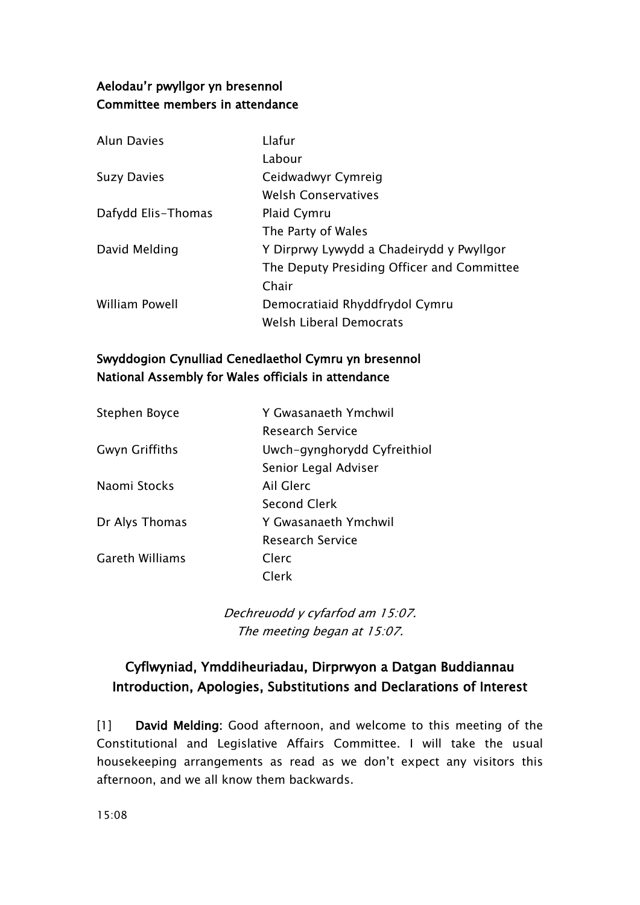**Aelodau'r pwyllgor yn bresennol**
**Committee members in attendance**

| | |
|---|---|
| Alun Davies | Llafur<br>Labour |
| Suzy Davies | Ceidwadwyr Cymreig<br>Welsh Conservatives |
| Dafydd Elis-Thomas | Plaid Cymru<br>The Party of Wales |
| David Melding | Y Dirprwy Lywydd a Chadeirydd y Pwyllgor<br>The Deputy Presiding Officer and Committee Chair |
| William Powell | Democratiaid Rhyddfrydol Cymru<br>Welsh Liberal Democrats |

**Swyddogion Cynulliad Cenedlaethol Cymru yn bresennol**
**National Assembly for Wales officials in attendance**

| | |
|---|---|
| Stephen Boyce | Y Gwasanaeth Ymchwil<br>Research Service |
| Gwyn Griffiths | Uwch-gynghorydd Cyfreithiol<br>Senior Legal Adviser |
| Naomi Stocks | Ail Glerc<br>Second Clerk |
| Dr Alys Thomas | Y Gwasanaeth Ymchwil<br>Research Service |
| Gareth Williams | Clerc<br>Clerk |

*Dechreuodd y cyfarfod am 15:07.*
*The meeting began at 15:07.*

## Cyflwyniad, Ymddiheuriadau, Dirprwyon a Datgan Buddiannau
## Introduction, Apologies, Substitutions and Declarations of Interest

[1] **David Melding:** Good afternoon, and welcome to this meeting of the Constitutional and Legislative Affairs Committee. I will take the usual housekeeping arrangements as read as we don't expect any visitors this afternoon, and we all know them backwards.

15:08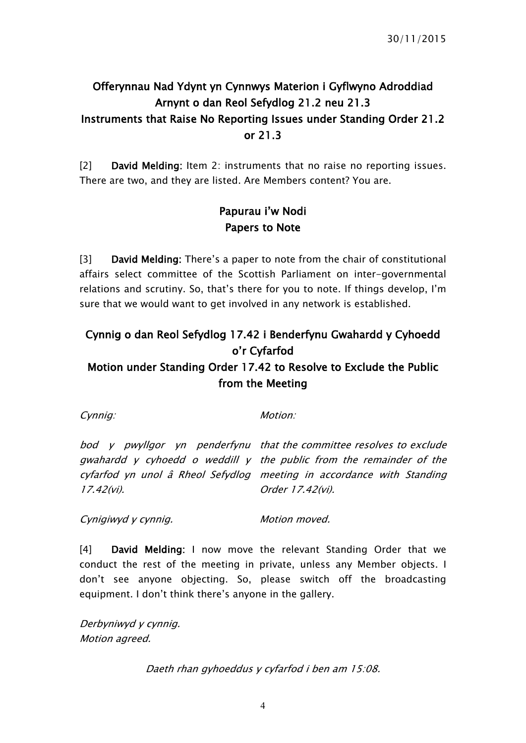## Offerynnau Nad Ydynt yn Cynnwys Materion i Gyflwyno Adroddiad Arnynt o dan Reol Sefydlog 21.2 neu 21.3
## Instruments that Raise No Reporting Issues under Standing Order 21.2 or 21.3

[2] **David Melding:** Item 2: instruments that no raise no reporting issues. There are two, and they are listed. Are Members content? You are.

## Papurau i'w Nodi
## Papers to Note

[3] **David Melding:** There's a paper to note from the chair of constitutional affairs select committee of the Scottish Parliament on inter-governmental relations and scrutiny. So, that's there for you to note. If things develop, I'm sure that we would want to get involved in any network is established.

## Cynnig o dan Reol Sefydlog 17.42 i Benderfynu Gwahardd y Cyhoedd o'r Cyfarfod
## Motion under Standing Order 17.42 to Resolve to Exclude the Public from the Meeting

| *Cynnig:* | *Motion:* |
|---|---|
| *bod y pwyllgor yn penderfynu gwahardd y cyhoedd o weddill y cyfarfod yn unol â Rheol Sefydlog 17.42(vi).* | *that the committee resolves to exclude the public from the remainder of the meeting in accordance with Standing Order 17.42(vi).* |
| *Cynigiwyd y cynnig.* | *Motion moved.* |

[4] **David Melding:** I now move the relevant Standing Order that we conduct the rest of the meeting in private, unless any Member objects. I don't see anyone objecting. So, please switch off the broadcasting equipment. I don't think there's anyone in the gallery.

*Derbyniwyd y cynnig.*
*Motion agreed.*

*Daeth rhan gyhoeddus y cyfarfod i ben am 15:08.*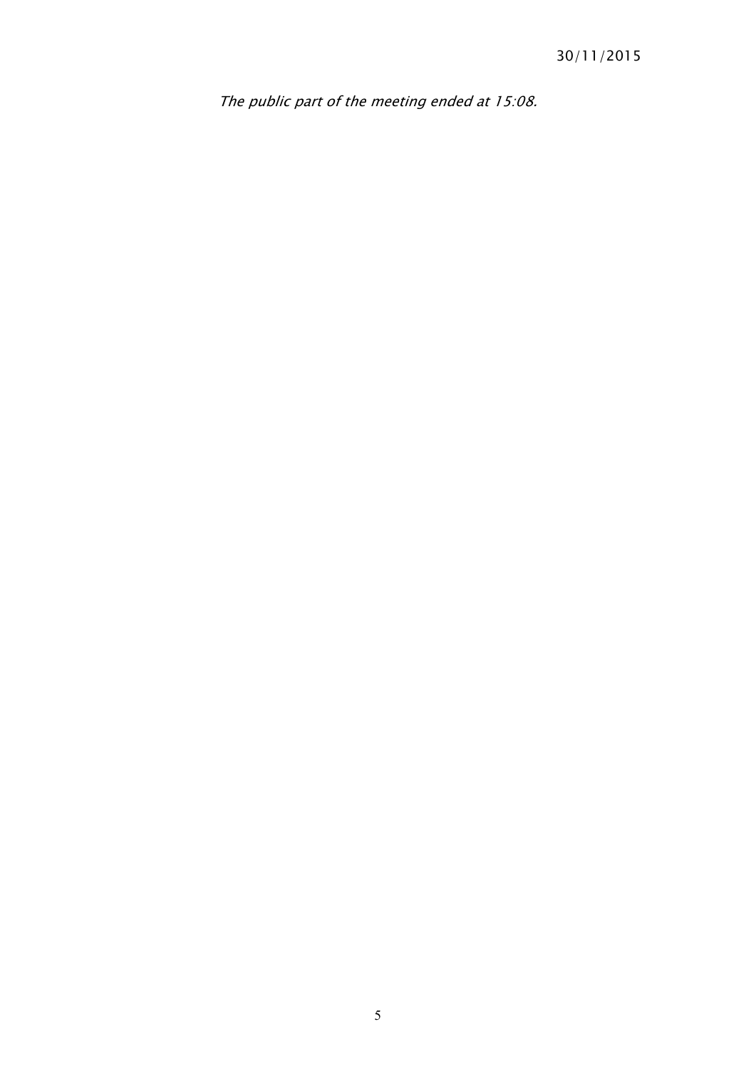*The public part of the meeting ended at 15:08.*